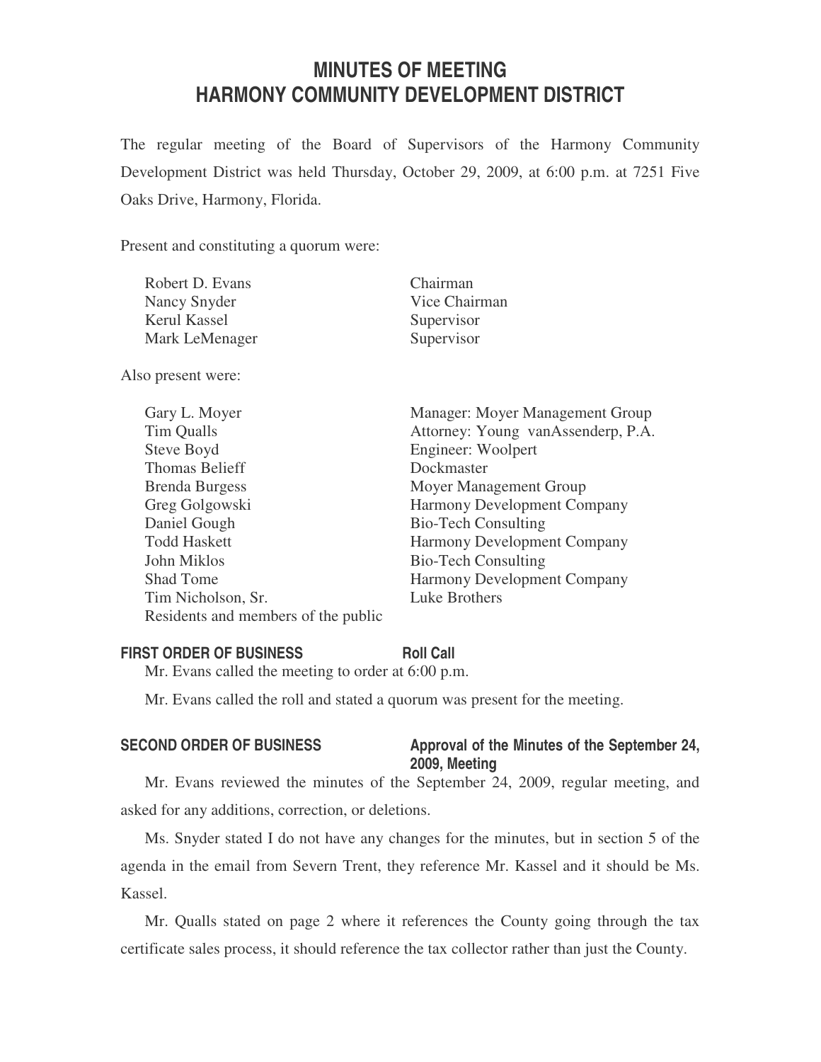# MINUTES OF MEETING
# HARMONY COMMUNITY DEVELOPMENT DISTRICT

The regular meeting of the Board of Supervisors of the Harmony Community Development District was held Thursday, October 29, 2009, at 6:00 p.m. at 7251 Five Oaks Drive, Harmony, Florida.

Present and constituting a quorum were:

| | |
|---|---|
| Robert D. Evans | Chairman |
| Nancy Snyder | Vice Chairman |
| Kerul Kassel | Supervisor |
| Mark LeMenager | Supervisor |

Also present were:

| | |
|---|---|
| Gary L. Moyer | Manager: Moyer Management Group |
| Tim Qualls | Attorney: Young vanAssenderp, P.A. |
| Steve Boyd | Engineer: Woolpert |
| Thomas Belieff | Dockmaster |
| Brenda Burgess | Moyer Management Group |
| Greg Golgowski | Harmony Development Company |
| Daniel Gough | Bio-Tech Consulting |
| Todd Haskett | Harmony Development Company |
| John Miklos | Bio-Tech Consulting |
| Shad Tome | Harmony Development Company |
| Tim Nicholson, Sr. | Luke Brothers |
| Residents and members of the public | |

### FIRST ORDER OF BUSINESS — Roll Call

Mr. Evans called the meeting to order at 6:00 p.m.

Mr. Evans called the roll and stated a quorum was present for the meeting.

### SECOND ORDER OF BUSINESS — Approval of the Minutes of the September 24, 2009, Meeting

Mr. Evans reviewed the minutes of the September 24, 2009, regular meeting, and asked for any additions, correction, or deletions.

Ms. Snyder stated I do not have any changes for the minutes, but in section 5 of the agenda in the email from Severn Trent, they reference Mr. Kassel and it should be Ms. Kassel.

Mr. Qualls stated on page 2 where it references the County going through the tax certificate sales process, it should reference the tax collector rather than just the County.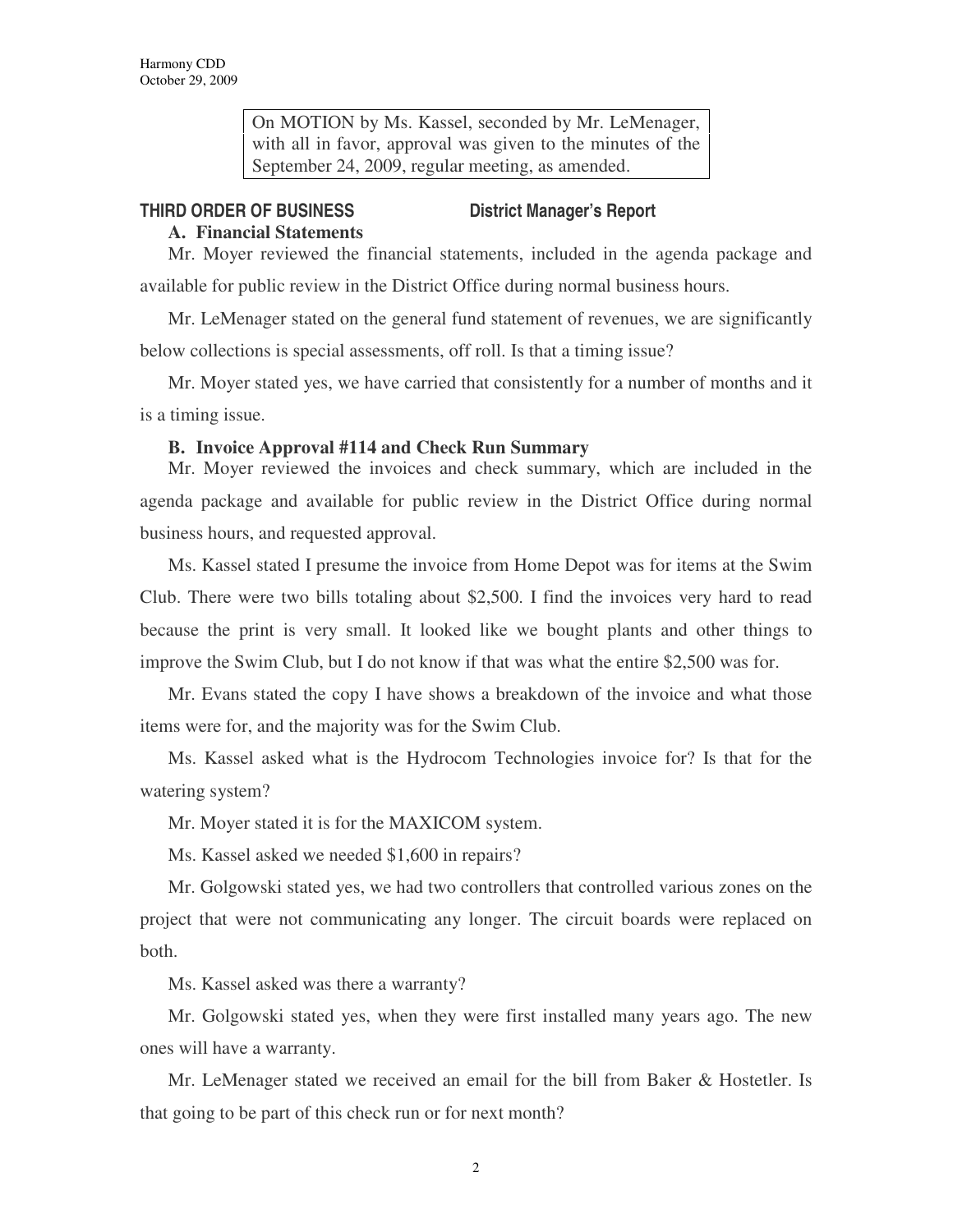On MOTION by Ms. Kassel, seconded by Mr. LeMenager, with all in favor, approval was given to the minutes of the September 24, 2009, regular meeting, as amended.

## THIRD ORDER OF BUSINESS District Manager's Report

### A. Financial Statements

Mr. Moyer reviewed the financial statements, included in the agenda package and available for public review in the District Office during normal business hours.

Mr. LeMenager stated on the general fund statement of revenues, we are significantly below collections is special assessments, off roll. Is that a timing issue?

Mr. Moyer stated yes, we have carried that consistently for a number of months and it is a timing issue.

### B. Invoice Approval #114 and Check Run Summary

Mr. Moyer reviewed the invoices and check summary, which are included in the agenda package and available for public review in the District Office during normal business hours, and requested approval.

Ms. Kassel stated I presume the invoice from Home Depot was for items at the Swim Club. There were two bills totaling about $2,500. I find the invoices very hard to read because the print is very small. It looked like we bought plants and other things to improve the Swim Club, but I do not know if that was what the entire $2,500 was for.

Mr. Evans stated the copy I have shows a breakdown of the invoice and what those items were for, and the majority was for the Swim Club.

Ms. Kassel asked what is the Hydrocom Technologies invoice for? Is that for the watering system?

Mr. Moyer stated it is for the MAXICOM system.

Ms. Kassel asked we needed $1,600 in repairs?

Mr. Golgowski stated yes, we had two controllers that controlled various zones on the project that were not communicating any longer. The circuit boards were replaced on both.

Ms. Kassel asked was there a warranty?

Mr. Golgowski stated yes, when they were first installed many years ago. The new ones will have a warranty.

Mr. LeMenager stated we received an email for the bill from Baker & Hostetler. Is that going to be part of this check run or for next month?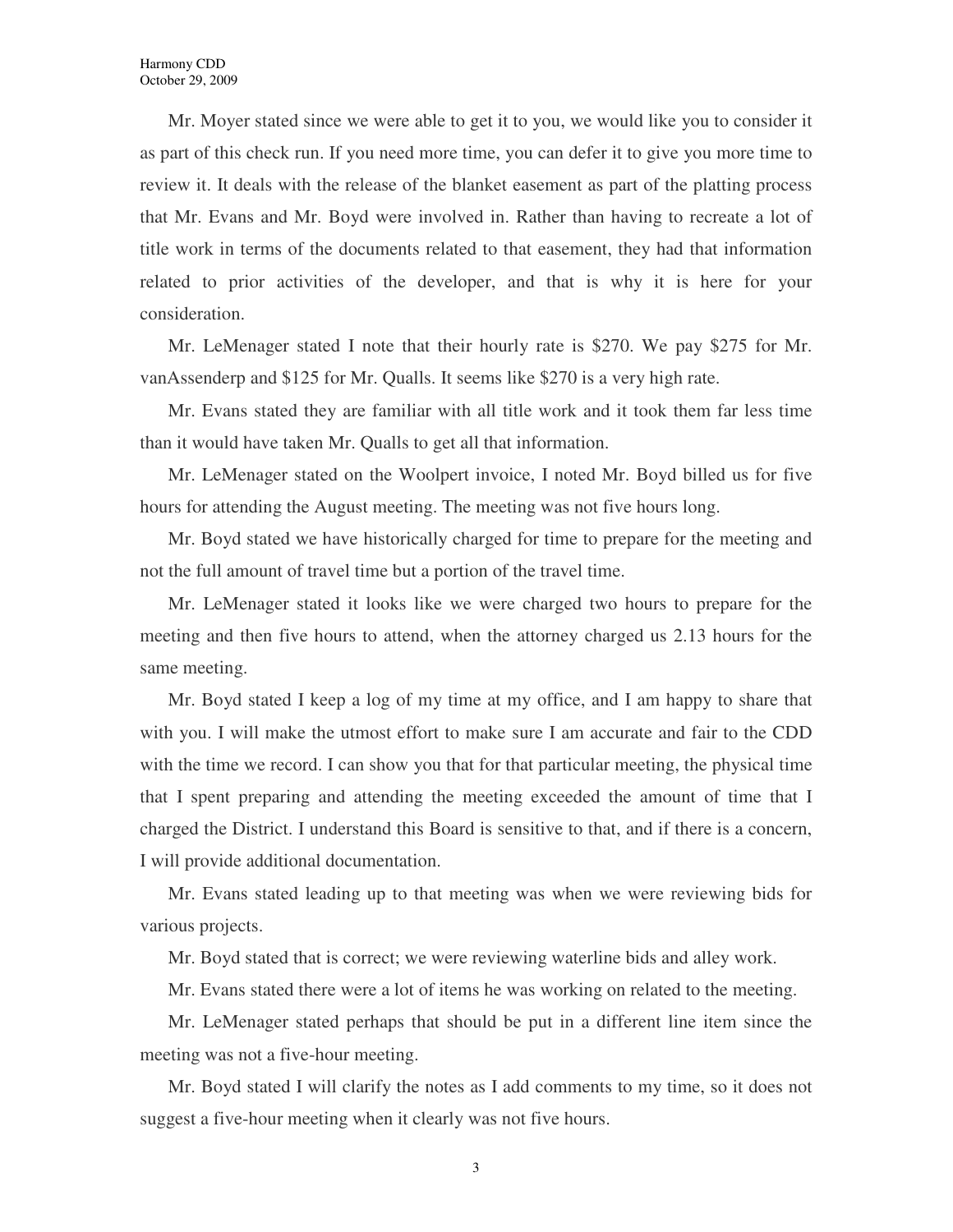Mr. Moyer stated since we were able to get it to you, we would like you to consider it as part of this check run. If you need more time, you can defer it to give you more time to review it. It deals with the release of the blanket easement as part of the platting process that Mr. Evans and Mr. Boyd were involved in. Rather than having to recreate a lot of title work in terms of the documents related to that easement, they had that information related to prior activities of the developer, and that is why it is here for your consideration.

Mr. LeMenager stated I note that their hourly rate is $270. We pay $275 for Mr. vanAssenderp and $125 for Mr. Qualls. It seems like $270 is a very high rate.

Mr. Evans stated they are familiar with all title work and it took them far less time than it would have taken Mr. Qualls to get all that information.

Mr. LeMenager stated on the Woolpert invoice, I noted Mr. Boyd billed us for five hours for attending the August meeting. The meeting was not five hours long.

Mr. Boyd stated we have historically charged for time to prepare for the meeting and not the full amount of travel time but a portion of the travel time.

Mr. LeMenager stated it looks like we were charged two hours to prepare for the meeting and then five hours to attend, when the attorney charged us 2.13 hours for the same meeting.

Mr. Boyd stated I keep a log of my time at my office, and I am happy to share that with you. I will make the utmost effort to make sure I am accurate and fair to the CDD with the time we record. I can show you that for that particular meeting, the physical time that I spent preparing and attending the meeting exceeded the amount of time that I charged the District. I understand this Board is sensitive to that, and if there is a concern, I will provide additional documentation.

Mr. Evans stated leading up to that meeting was when we were reviewing bids for various projects.

Mr. Boyd stated that is correct; we were reviewing waterline bids and alley work.

Mr. Evans stated there were a lot of items he was working on related to the meeting.

Mr. LeMenager stated perhaps that should be put in a different line item since the meeting was not a five-hour meeting.

Mr. Boyd stated I will clarify the notes as I add comments to my time, so it does not suggest a five-hour meeting when it clearly was not five hours.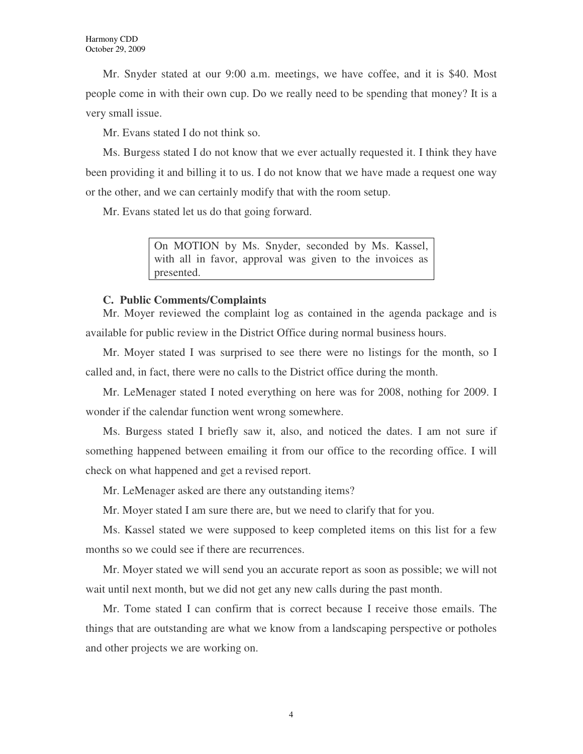Mr. Snyder stated at our 9:00 a.m. meetings, we have coffee, and it is $40. Most people come in with their own cup. Do we really need to be spending that money? It is a very small issue.

Mr. Evans stated I do not think so.

Ms. Burgess stated I do not know that we ever actually requested it. I think they have been providing it and billing it to us. I do not know that we have made a request one way or the other, and we can certainly modify that with the room setup.

Mr. Evans stated let us do that going forward.

> On MOTION by Ms. Snyder, seconded by Ms. Kassel, with all in favor, approval was given to the invoices as presented.

**C. Public Comments/Complaints**

Mr. Moyer reviewed the complaint log as contained in the agenda package and is available for public review in the District Office during normal business hours.

Mr. Moyer stated I was surprised to see there were no listings for the month, so I called and, in fact, there were no calls to the District office during the month.

Mr. LeMenager stated I noted everything on here was for 2008, nothing for 2009. I wonder if the calendar function went wrong somewhere.

Ms. Burgess stated I briefly saw it, also, and noticed the dates. I am not sure if something happened between emailing it from our office to the recording office. I will check on what happened and get a revised report.

Mr. LeMenager asked are there any outstanding items?

Mr. Moyer stated I am sure there are, but we need to clarify that for you.

Ms. Kassel stated we were supposed to keep completed items on this list for a few months so we could see if there are recurrences.

Mr. Moyer stated we will send you an accurate report as soon as possible; we will not wait until next month, but we did not get any new calls during the past month.

Mr. Tome stated I can confirm that is correct because I receive those emails. The things that are outstanding are what we know from a landscaping perspective or potholes and other projects we are working on.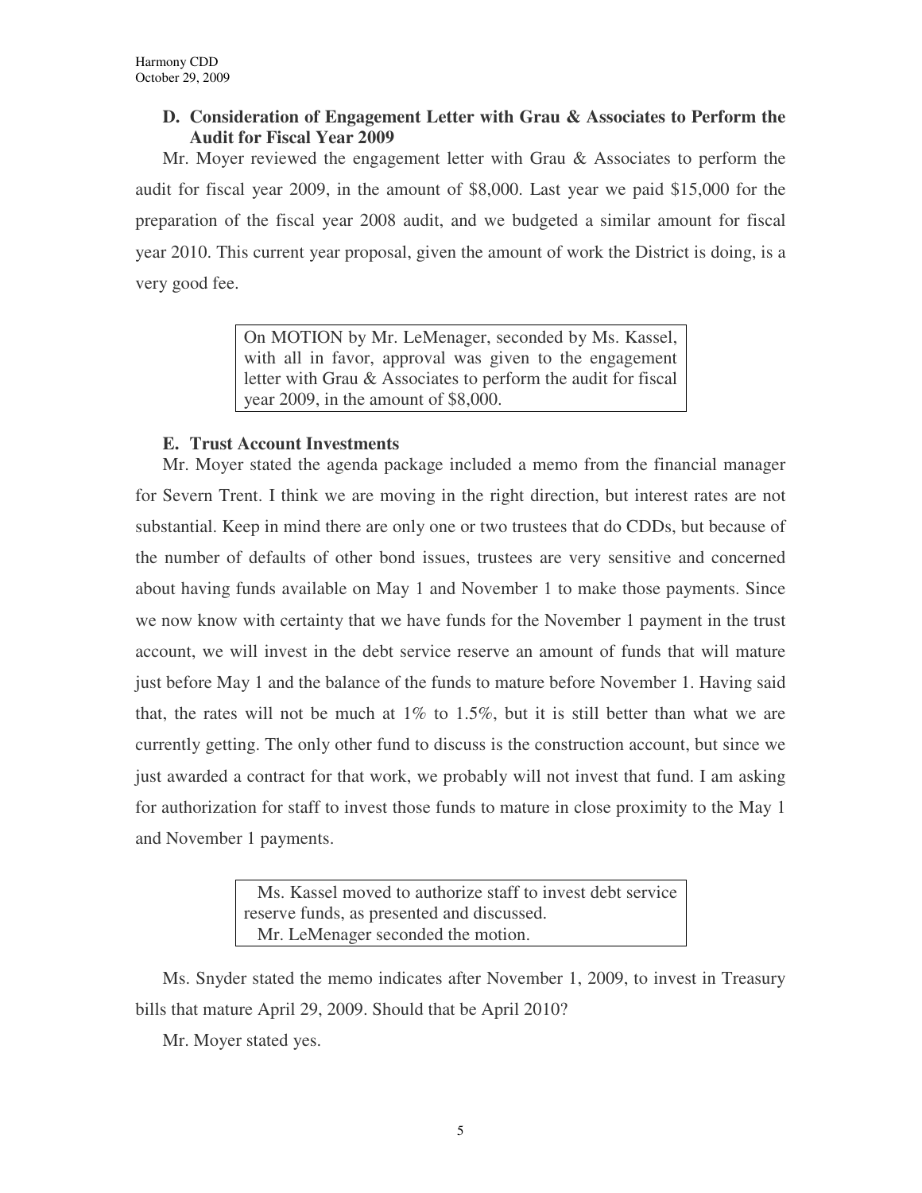**D. Consideration of Engagement Letter with Grau & Associates to Perform the Audit for Fiscal Year 2009**

Mr. Moyer reviewed the engagement letter with Grau & Associates to perform the audit for fiscal year 2009, in the amount of $8,000. Last year we paid $15,000 for the preparation of the fiscal year 2008 audit, and we budgeted a similar amount for fiscal year 2010. This current year proposal, given the amount of work the District is doing, is a very good fee.

> On MOTION by Mr. LeMenager, seconded by Ms. Kassel, with all in favor, approval was given to the engagement letter with Grau & Associates to perform the audit for fiscal year 2009, in the amount of $8,000.

**E. Trust Account Investments**

Mr. Moyer stated the agenda package included a memo from the financial manager for Severn Trent. I think we are moving in the right direction, but interest rates are not substantial. Keep in mind there are only one or two trustees that do CDDs, but because of the number of defaults of other bond issues, trustees are very sensitive and concerned about having funds available on May 1 and November 1 to make those payments. Since we now know with certainty that we have funds for the November 1 payment in the trust account, we will invest in the debt service reserve an amount of funds that will mature just before May 1 and the balance of the funds to mature before November 1. Having said that, the rates will not be much at 1% to 1.5%, but it is still better than what we are currently getting. The only other fund to discuss is the construction account, but since we just awarded a contract for that work, we probably will not invest that fund. I am asking for authorization for staff to invest those funds to mature in close proximity to the May 1 and November 1 payments.

> Ms. Kassel moved to authorize staff to invest debt service reserve funds, as presented and discussed.
> Mr. LeMenager seconded the motion.

Ms. Snyder stated the memo indicates after November 1, 2009, to invest in Treasury bills that mature April 29, 2009. Should that be April 2010?

Mr. Moyer stated yes.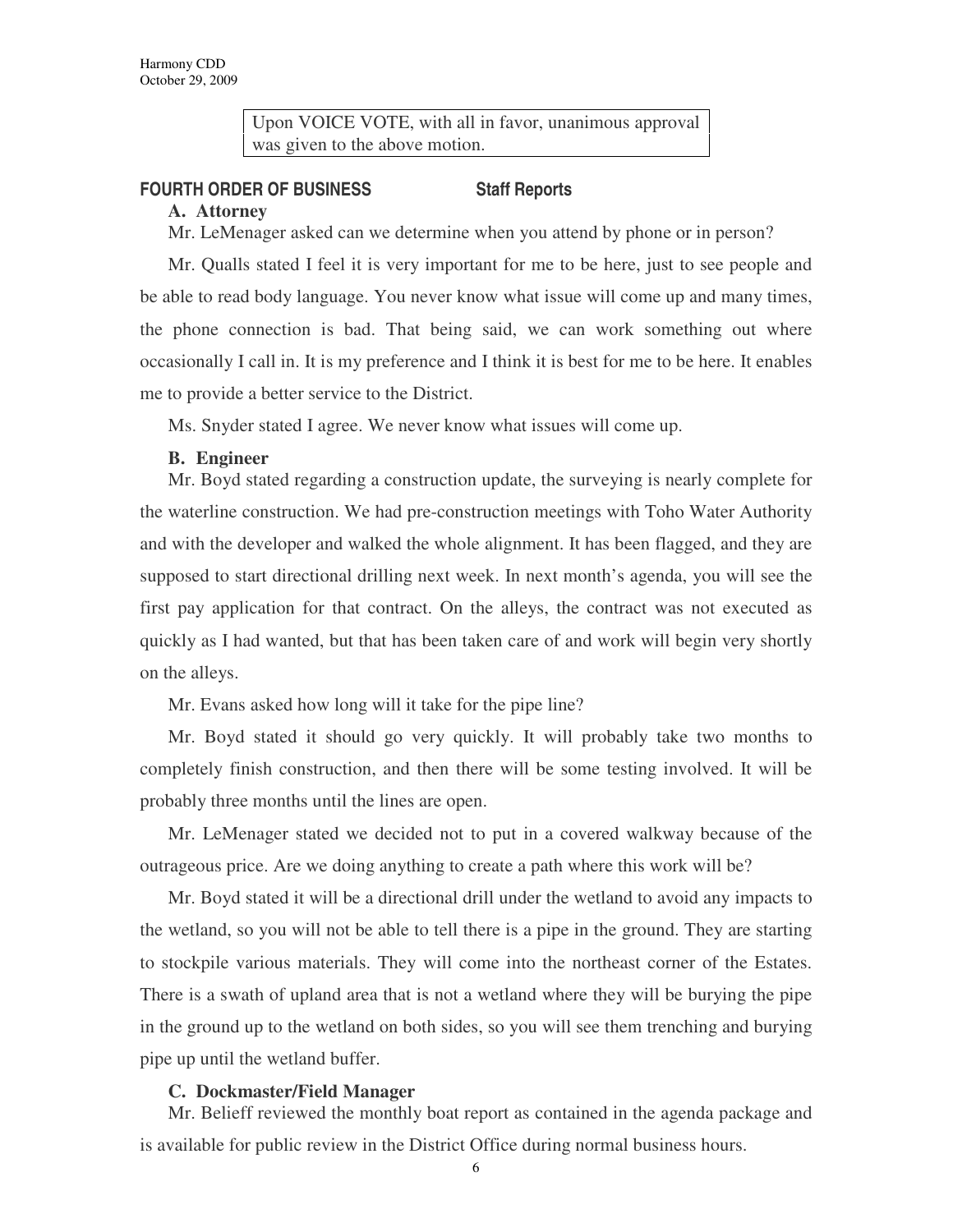Upon VOICE VOTE, with all in favor, unanimous approval was given to the above motion.

## FOURTH ORDER OF BUSINESS Staff Reports

### A. Attorney

Mr. LeMenager asked can we determine when you attend by phone or in person?

Mr. Qualls stated I feel it is very important for me to be here, just to see people and be able to read body language. You never know what issue will come up and many times, the phone connection is bad. That being said, we can work something out where occasionally I call in. It is my preference and I think it is best for me to be here. It enables me to provide a better service to the District.

Ms. Snyder stated I agree. We never know what issues will come up.

### B. Engineer

Mr. Boyd stated regarding a construction update, the surveying is nearly complete for the waterline construction. We had pre-construction meetings with Toho Water Authority and with the developer and walked the whole alignment. It has been flagged, and they are supposed to start directional drilling next week. In next month's agenda, you will see the first pay application for that contract. On the alleys, the contract was not executed as quickly as I had wanted, but that has been taken care of and work will begin very shortly on the alleys.

Mr. Evans asked how long will it take for the pipe line?

Mr. Boyd stated it should go very quickly. It will probably take two months to completely finish construction, and then there will be some testing involved. It will be probably three months until the lines are open.

Mr. LeMenager stated we decided not to put in a covered walkway because of the outrageous price. Are we doing anything to create a path where this work will be?

Mr. Boyd stated it will be a directional drill under the wetland to avoid any impacts to the wetland, so you will not be able to tell there is a pipe in the ground. They are starting to stockpile various materials. They will come into the northeast corner of the Estates. There is a swath of upland area that is not a wetland where they will be burying the pipe in the ground up to the wetland on both sides, so you will see them trenching and burying pipe up until the wetland buffer.

### C. Dockmaster/Field Manager

Mr. Belieff reviewed the monthly boat report as contained in the agenda package and is available for public review in the District Office during normal business hours.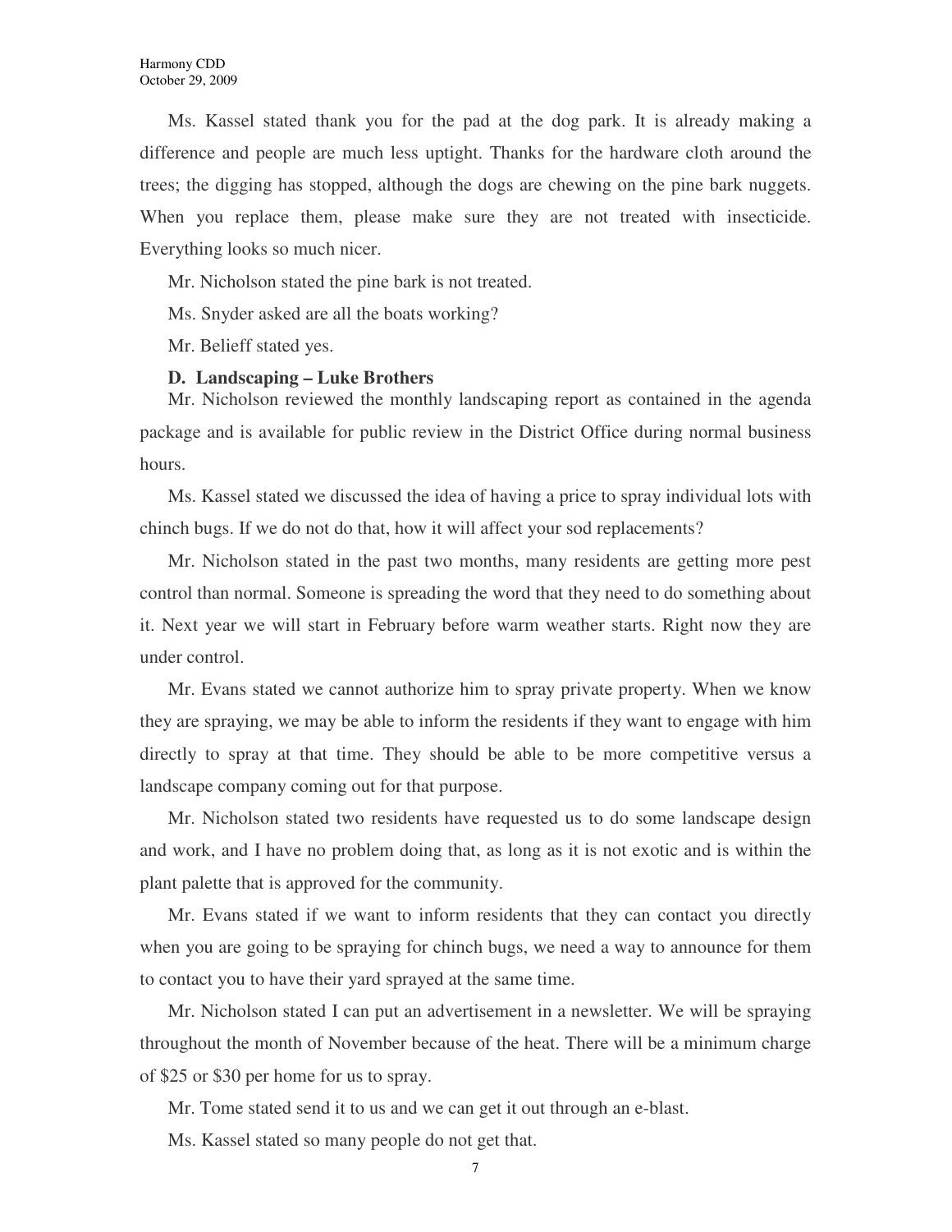Ms. Kassel stated thank you for the pad at the dog park. It is already making a difference and people are much less uptight. Thanks for the hardware cloth around the trees; the digging has stopped, although the dogs are chewing on the pine bark nuggets. When you replace them, please make sure they are not treated with insecticide. Everything looks so much nicer.

Mr. Nicholson stated the pine bark is not treated.

Ms. Snyder asked are all the boats working?

Mr. Belieff stated yes.

**D. Landscaping – Luke Brothers**

Mr. Nicholson reviewed the monthly landscaping report as contained in the agenda package and is available for public review in the District Office during normal business hours.

Ms. Kassel stated we discussed the idea of having a price to spray individual lots with chinch bugs. If we do not do that, how it will affect your sod replacements?

Mr. Nicholson stated in the past two months, many residents are getting more pest control than normal. Someone is spreading the word that they need to do something about it. Next year we will start in February before warm weather starts. Right now they are under control.

Mr. Evans stated we cannot authorize him to spray private property. When we know they are spraying, we may be able to inform the residents if they want to engage with him directly to spray at that time. They should be able to be more competitive versus a landscape company coming out for that purpose.

Mr. Nicholson stated two residents have requested us to do some landscape design and work, and I have no problem doing that, as long as it is not exotic and is within the plant palette that is approved for the community.

Mr. Evans stated if we want to inform residents that they can contact you directly when you are going to be spraying for chinch bugs, we need a way to announce for them to contact you to have their yard sprayed at the same time.

Mr. Nicholson stated I can put an advertisement in a newsletter. We will be spraying throughout the month of November because of the heat. There will be a minimum charge of $25 or $30 per home for us to spray.

Mr. Tome stated send it to us and we can get it out through an e-blast.

Ms. Kassel stated so many people do not get that.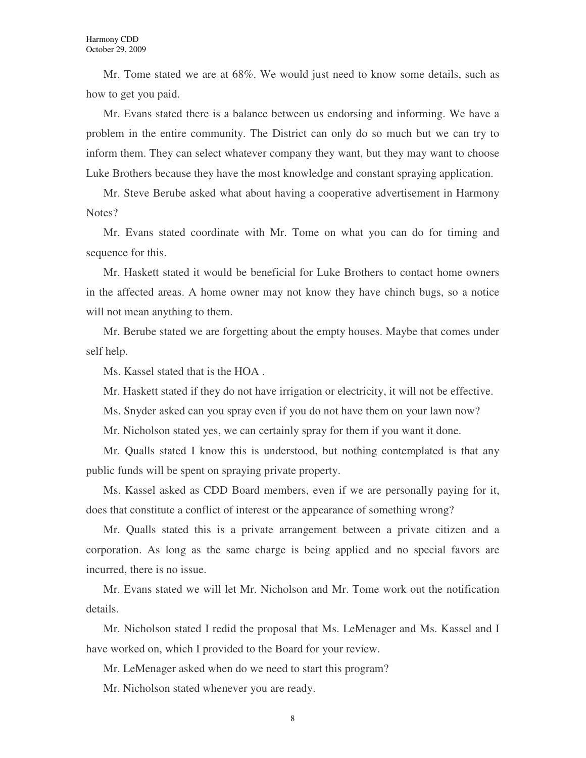Mr. Tome stated we are at 68%. We would just need to know some details, such as how to get you paid.

Mr. Evans stated there is a balance between us endorsing and informing. We have a problem in the entire community. The District can only do so much but we can try to inform them. They can select whatever company they want, but they may want to choose Luke Brothers because they have the most knowledge and constant spraying application.

Mr. Steve Berube asked what about having a cooperative advertisement in Harmony Notes?

Mr. Evans stated coordinate with Mr. Tome on what you can do for timing and sequence for this.

Mr. Haskett stated it would be beneficial for Luke Brothers to contact home owners in the affected areas. A home owner may not know they have chinch bugs, so a notice will not mean anything to them.

Mr. Berube stated we are forgetting about the empty houses. Maybe that comes under self help.

Ms. Kassel stated that is the HOA .

Mr. Haskett stated if they do not have irrigation or electricity, it will not be effective.

Ms. Snyder asked can you spray even if you do not have them on your lawn now?

Mr. Nicholson stated yes, we can certainly spray for them if you want it done.

Mr. Qualls stated I know this is understood, but nothing contemplated is that any public funds will be spent on spraying private property.

Ms. Kassel asked as CDD Board members, even if we are personally paying for it, does that constitute a conflict of interest or the appearance of something wrong?

Mr. Qualls stated this is a private arrangement between a private citizen and a corporation. As long as the same charge is being applied and no special favors are incurred, there is no issue.

Mr. Evans stated we will let Mr. Nicholson and Mr. Tome work out the notification details.

Mr. Nicholson stated I redid the proposal that Ms. LeMenager and Ms. Kassel and I have worked on, which I provided to the Board for your review.

Mr. LeMenager asked when do we need to start this program?

Mr. Nicholson stated whenever you are ready.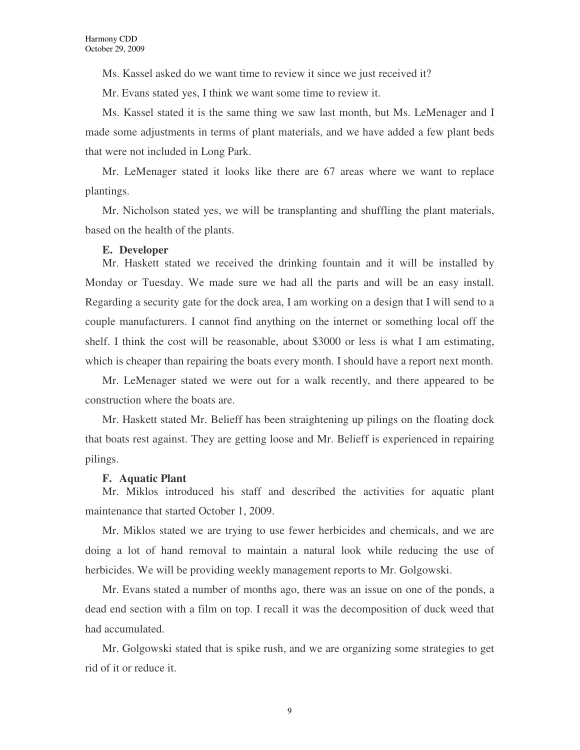Ms. Kassel asked do we want time to review it since we just received it?

Mr. Evans stated yes, I think we want some time to review it.

Ms. Kassel stated it is the same thing we saw last month, but Ms. LeMenager and I made some adjustments in terms of plant materials, and we have added a few plant beds that were not included in Long Park.

Mr. LeMenager stated it looks like there are 67 areas where we want to replace plantings.

Mr. Nicholson stated yes, we will be transplanting and shuffling the plant materials, based on the health of the plants.

**E. Developer**

Mr. Haskett stated we received the drinking fountain and it will be installed by Monday or Tuesday. We made sure we had all the parts and will be an easy install. Regarding a security gate for the dock area, I am working on a design that I will send to a couple manufacturers. I cannot find anything on the internet or something local off the shelf. I think the cost will be reasonable, about $3000 or less is what I am estimating, which is cheaper than repairing the boats every month. I should have a report next month.

Mr. LeMenager stated we were out for a walk recently, and there appeared to be construction where the boats are.

Mr. Haskett stated Mr. Belieff has been straightening up pilings on the floating dock that boats rest against. They are getting loose and Mr. Belieff is experienced in repairing pilings.

**F. Aquatic Plant**

Mr. Miklos introduced his staff and described the activities for aquatic plant maintenance that started October 1, 2009.

Mr. Miklos stated we are trying to use fewer herbicides and chemicals, and we are doing a lot of hand removal to maintain a natural look while reducing the use of herbicides. We will be providing weekly management reports to Mr. Golgowski.

Mr. Evans stated a number of months ago, there was an issue on one of the ponds, a dead end section with a film on top. I recall it was the decomposition of duck weed that had accumulated.

Mr. Golgowski stated that is spike rush, and we are organizing some strategies to get rid of it or reduce it.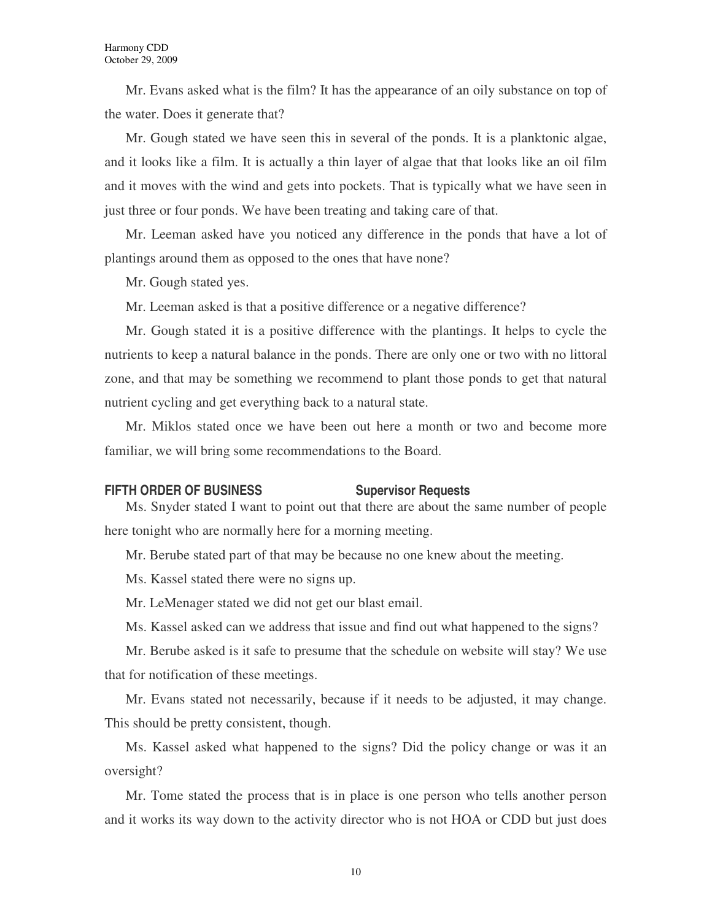Mr. Evans asked what is the film? It has the appearance of an oily substance on top of the water. Does it generate that?

Mr. Gough stated we have seen this in several of the ponds. It is a planktonic algae, and it looks like a film. It is actually a thin layer of algae that that looks like an oil film and it moves with the wind and gets into pockets. That is typically what we have seen in just three or four ponds. We have been treating and taking care of that.

Mr. Leeman asked have you noticed any difference in the ponds that have a lot of plantings around them as opposed to the ones that have none?

Mr. Gough stated yes.

Mr. Leeman asked is that a positive difference or a negative difference?

Mr. Gough stated it is a positive difference with the plantings. It helps to cycle the nutrients to keep a natural balance in the ponds. There are only one or two with no littoral zone, and that may be something we recommend to plant those ponds to get that natural nutrient cycling and get everything back to a natural state.

Mr. Miklos stated once we have been out here a month or two and become more familiar, we will bring some recommendations to the Board.

## FIFTH ORDER OF BUSINESS Supervisor Requests

Ms. Snyder stated I want to point out that there are about the same number of people here tonight who are normally here for a morning meeting.

Mr. Berube stated part of that may be because no one knew about the meeting.

Ms. Kassel stated there were no signs up.

Mr. LeMenager stated we did not get our blast email.

Ms. Kassel asked can we address that issue and find out what happened to the signs?

Mr. Berube asked is it safe to presume that the schedule on website will stay? We use that for notification of these meetings.

Mr. Evans stated not necessarily, because if it needs to be adjusted, it may change. This should be pretty consistent, though.

Ms. Kassel asked what happened to the signs? Did the policy change or was it an oversight?

Mr. Tome stated the process that is in place is one person who tells another person and it works its way down to the activity director who is not HOA or CDD but just does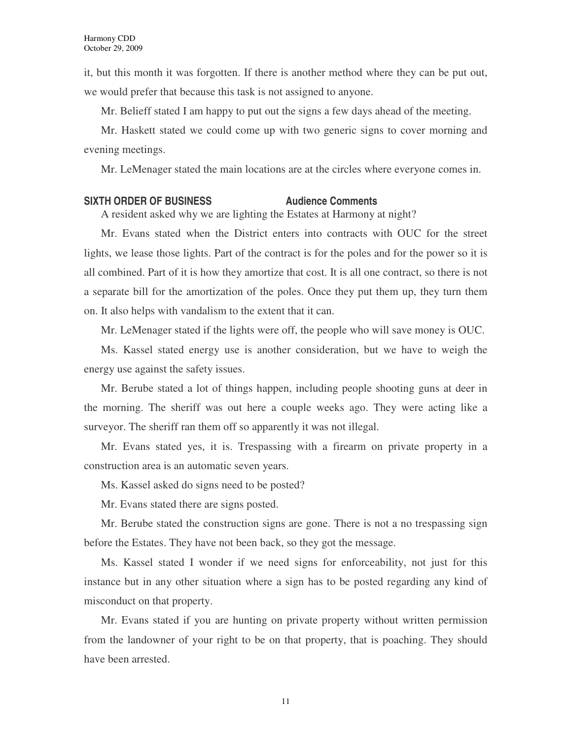it, but this month it was forgotten. If there is another method where they can be put out, we would prefer that because this task is not assigned to anyone.

Mr. Belieff stated I am happy to put out the signs a few days ahead of the meeting.

Mr. Haskett stated we could come up with two generic signs to cover morning and evening meetings.

Mr. LeMenager stated the main locations are at the circles where everyone comes in.

**SIXTH ORDER OF BUSINESS** **Audience Comments**

A resident asked why we are lighting the Estates at Harmony at night?

Mr. Evans stated when the District enters into contracts with OUC for the street lights, we lease those lights. Part of the contract is for the poles and for the power so it is all combined. Part of it is how they amortize that cost. It is all one contract, so there is not a separate bill for the amortization of the poles. Once they put them up, they turn them on. It also helps with vandalism to the extent that it can.

Mr. LeMenager stated if the lights were off, the people who will save money is OUC.

Ms. Kassel stated energy use is another consideration, but we have to weigh the energy use against the safety issues.

Mr. Berube stated a lot of things happen, including people shooting guns at deer in the morning. The sheriff was out here a couple weeks ago. They were acting like a surveyor. The sheriff ran them off so apparently it was not illegal.

Mr. Evans stated yes, it is. Trespassing with a firearm on private property in a construction area is an automatic seven years.

Ms. Kassel asked do signs need to be posted?

Mr. Evans stated there are signs posted.

Mr. Berube stated the construction signs are gone. There is not a no trespassing sign before the Estates. They have not been back, so they got the message.

Ms. Kassel stated I wonder if we need signs for enforceability, not just for this instance but in any other situation where a sign has to be posted regarding any kind of misconduct on that property.

Mr. Evans stated if you are hunting on private property without written permission from the landowner of your right to be on that property, that is poaching. They should have been arrested.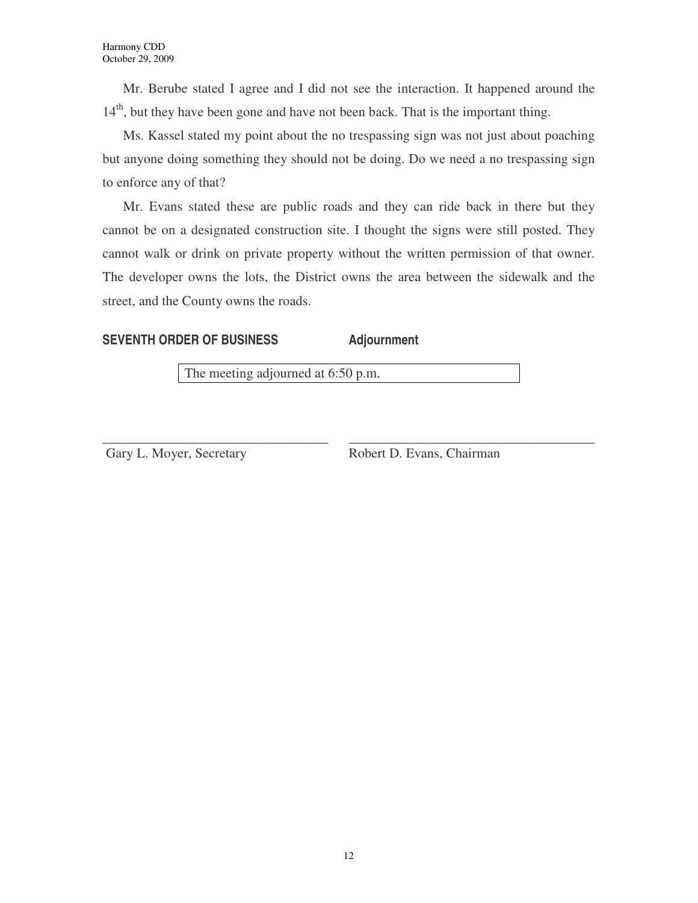Mr. Berube stated I agree and I did not see the interaction. It happened around the 14th, but they have been gone and have not been back. That is the important thing.

Ms. Kassel stated my point about the no trespassing sign was not just about poaching but anyone doing something they should not be doing. Do we need a no trespassing sign to enforce any of that?

Mr. Evans stated these are public roads and they can ride back in there but they cannot be on a designated construction site. I thought the signs were still posted. They cannot walk or drink on private property without the written permission of that owner. The developer owns the lots, the District owns the area between the sidewalk and the street, and the County owns the roads.

**SEVENTH ORDER OF BUSINESS** **Adjournment**

The meeting adjourned at 6:50 p.m.

\_\_\_\_\_\_\_\_\_\_\_\_\_\_\_\_\_\_\_\_\_\_\_\_\_\_\_\_\_\_\_\_\_\_ \_\_\_\_\_\_\_\_\_\_\_\_\_\_\_\_\_\_\_\_\_\_\_\_\_\_\_\_\_\_\_\_\_\_\_\_\_

Gary L. Moyer, Secretary Robert D. Evans, Chairman